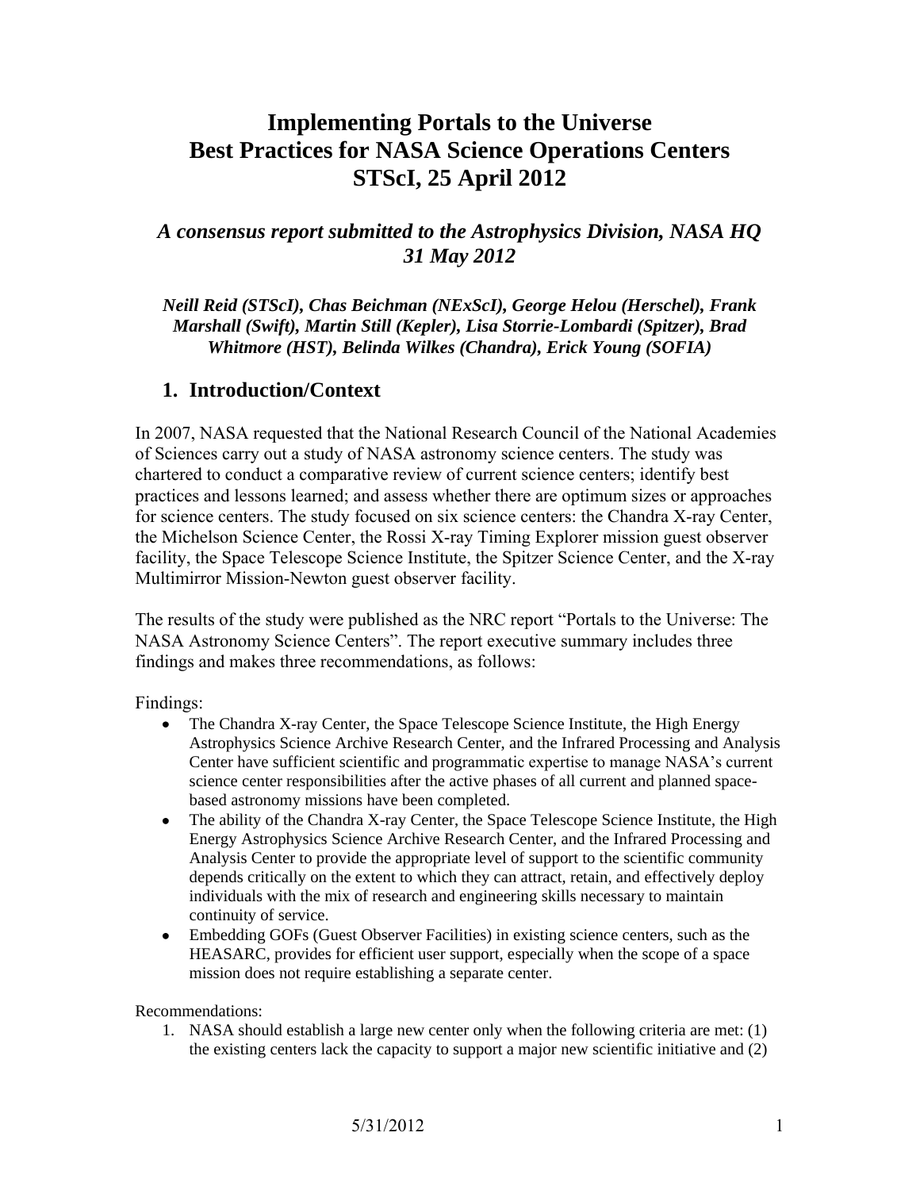# Implementing Portals to the Universe
# Best Practices for NASA Science Operations Centers
# STScI, 25 April 2012

## *A consensus report submitted to the Astrophysics Division, NASA HQ 31 May 2012*

***Neill Reid (STScI), Chas Beichman (NExScI), George Helou (Herschel), Frank Marshall (Swift), Martin Still (Kepler), Lisa Storrie-Lombardi (Spitzer), Brad Whitmore (HST), Belinda Wilkes (Chandra), Erick Young (SOFIA)***

## 1. Introduction/Context

In 2007, NASA requested that the National Research Council of the National Academies of Sciences carry out a study of NASA astronomy science centers. The study was chartered to conduct a comparative review of current science centers; identify best practices and lessons learned; and assess whether there are optimum sizes or approaches for science centers. The study focused on six science centers: the Chandra X-ray Center, the Michelson Science Center, the Rossi X-ray Timing Explorer mission guest observer facility, the Space Telescope Science Institute, the Spitzer Science Center, and the X-ray Multimirror Mission-Newton guest observer facility.

The results of the study were published as the NRC report "Portals to the Universe: The NASA Astronomy Science Centers". The report executive summary includes three findings and makes three recommendations, as follows:

Findings:

- The Chandra X-ray Center, the Space Telescope Science Institute, the High Energy Astrophysics Science Archive Research Center, and the Infrared Processing and Analysis Center have sufficient scientific and programmatic expertise to manage NASA's current science center responsibilities after the active phases of all current and planned space-based astronomy missions have been completed.
- The ability of the Chandra X-ray Center, the Space Telescope Science Institute, the High Energy Astrophysics Science Archive Research Center, and the Infrared Processing and Analysis Center to provide the appropriate level of support to the scientific community depends critically on the extent to which they can attract, retain, and effectively deploy individuals with the mix of research and engineering skills necessary to maintain continuity of service.
- Embedding GOFs (Guest Observer Facilities) in existing science centers, such as the HEASARC, provides for efficient user support, especially when the scope of a space mission does not require establishing a separate center.

Recommendations:

1. NASA should establish a large new center only when the following criteria are met: (1) the existing centers lack the capacity to support a major new scientific initiative and (2)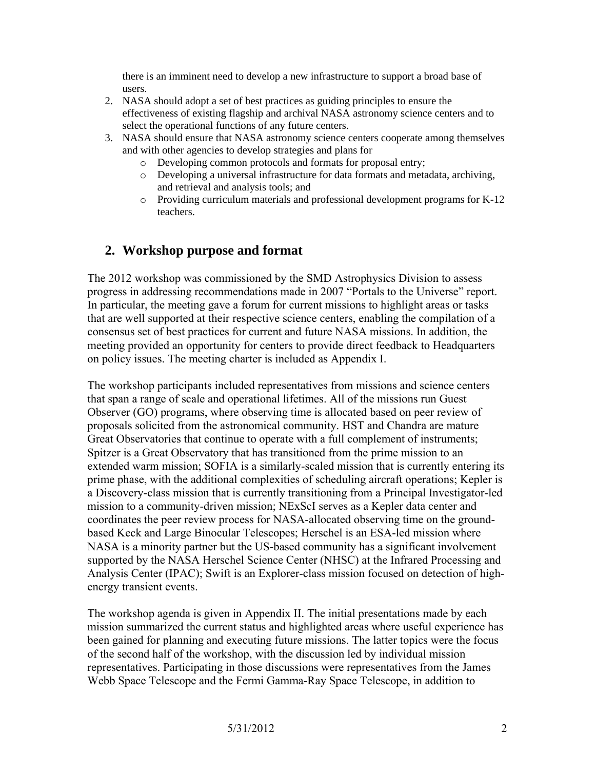there is an imminent need to develop a new infrastructure to support a broad base of users.

2. NASA should adopt a set of best practices as guiding principles to ensure the effectiveness of existing flagship and archival NASA astronomy science centers and to select the operational functions of any future centers.
3. NASA should ensure that NASA astronomy science centers cooperate among themselves and with other agencies to develop strategies and plans for
   - Developing common protocols and formats for proposal entry;
   - Developing a universal infrastructure for data formats and metadata, archiving, and retrieval and analysis tools; and
   - Providing curriculum materials and professional development programs for K-12 teachers.

## 2. Workshop purpose and format

The 2012 workshop was commissioned by the SMD Astrophysics Division to assess progress in addressing recommendations made in 2007 "Portals to the Universe" report. In particular, the meeting gave a forum for current missions to highlight areas or tasks that are well supported at their respective science centers, enabling the compilation of a consensus set of best practices for current and future NASA missions. In addition, the meeting provided an opportunity for centers to provide direct feedback to Headquarters on policy issues. The meeting charter is included as Appendix I.

The workshop participants included representatives from missions and science centers that span a range of scale and operational lifetimes. All of the missions run Guest Observer (GO) programs, where observing time is allocated based on peer review of proposals solicited from the astronomical community. HST and Chandra are mature Great Observatories that continue to operate with a full complement of instruments; Spitzer is a Great Observatory that has transitioned from the prime mission to an extended warm mission; SOFIA is a similarly-scaled mission that is currently entering its prime phase, with the additional complexities of scheduling aircraft operations; Kepler is a Discovery-class mission that is currently transitioning from a Principal Investigator-led mission to a community-driven mission; NExScI serves as a Kepler data center and coordinates the peer review process for NASA-allocated observing time on the ground-based Keck and Large Binocular Telescopes; Herschel is an ESA-led mission where NASA is a minority partner but the US-based community has a significant involvement supported by the NASA Herschel Science Center (NHSC) at the Infrared Processing and Analysis Center (IPAC); Swift is an Explorer-class mission focused on detection of high-energy transient events.

The workshop agenda is given in Appendix II. The initial presentations made by each mission summarized the current status and highlighted areas where useful experience has been gained for planning and executing future missions. The latter topics were the focus of the second half of the workshop, with the discussion led by individual mission representatives. Participating in those discussions were representatives from the James Webb Space Telescope and the Fermi Gamma-Ray Space Telescope, in addition to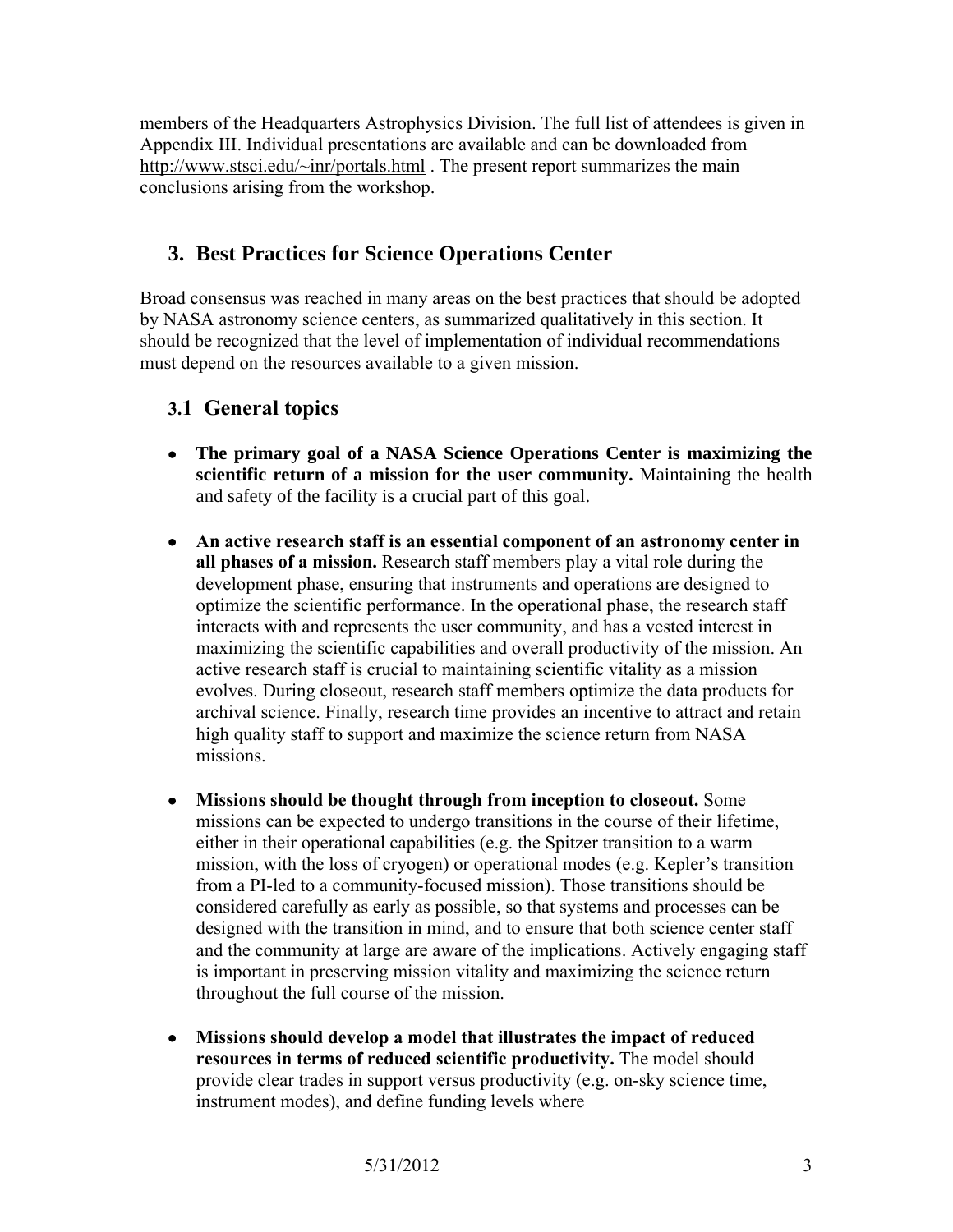members of the Headquarters Astrophysics Division. The full list of attendees is given in Appendix III. Individual presentations are available and can be downloaded from http://www.stsci.edu/~inr/portals.html . The present report summarizes the main conclusions arising from the workshop.

## 3. Best Practices for Science Operations Center

Broad consensus was reached in many areas on the best practices that should be adopted by NASA astronomy science centers, as summarized qualitatively in this section. It should be recognized that the level of implementation of individual recommendations must depend on the resources available to a given mission.

### 3.1 General topics

- **The primary goal of a NASA Science Operations Center is maximizing the scientific return of a mission for the user community.** Maintaining the health and safety of the facility is a crucial part of this goal.

- **An active research staff is an essential component of an astronomy center in all phases of a mission.** Research staff members play a vital role during the development phase, ensuring that instruments and operations are designed to optimize the scientific performance. In the operational phase, the research staff interacts with and represents the user community, and has a vested interest in maximizing the scientific capabilities and overall productivity of the mission. An active research staff is crucial to maintaining scientific vitality as a mission evolves. During closeout, research staff members optimize the data products for archival science. Finally, research time provides an incentive to attract and retain high quality staff to support and maximize the science return from NASA missions.

- **Missions should be thought through from inception to closeout.** Some missions can be expected to undergo transitions in the course of their lifetime, either in their operational capabilities (e.g. the Spitzer transition to a warm mission, with the loss of cryogen) or operational modes (e.g. Kepler's transition from a PI-led to a community-focused mission). Those transitions should be considered carefully as early as possible, so that systems and processes can be designed with the transition in mind, and to ensure that both science center staff and the community at large are aware of the implications. Actively engaging staff is important in preserving mission vitality and maximizing the science return throughout the full course of the mission.

- **Missions should develop a model that illustrates the impact of reduced resources in terms of reduced scientific productivity.** The model should provide clear trades in support versus productivity (e.g. on-sky science time, instrument modes), and define funding levels where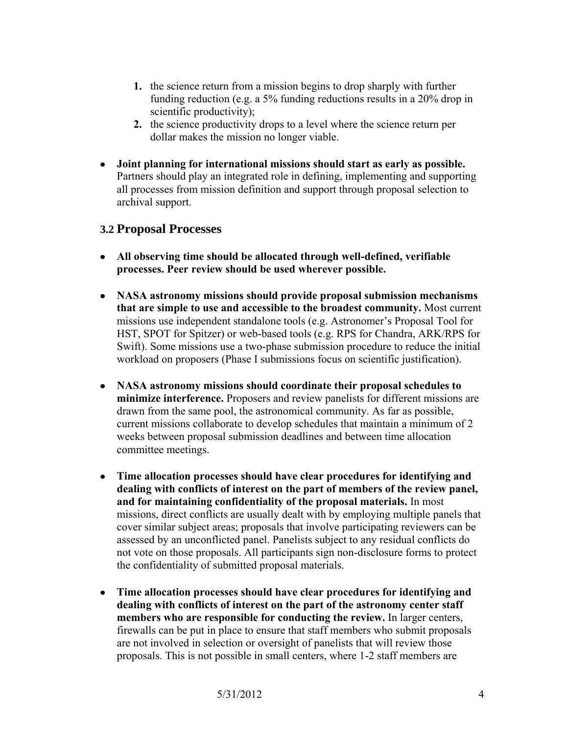1. the science return from a mission begins to drop sharply with further funding reduction (e.g. a 5% funding reductions results in a 20% drop in scientific productivity);
2. the science productivity drops to a level where the science return per dollar makes the mission no longer viable.

- **Joint planning for international missions should start as early as possible.** Partners should play an integrated role in defining, implementing and supporting all processes from mission definition and support through proposal selection to archival support.

### 3.2 Proposal Processes

- **All observing time should be allocated through well-defined, verifiable processes. Peer review should be used wherever possible.**

- **NASA astronomy missions should provide proposal submission mechanisms that are simple to use and accessible to the broadest community.** Most current missions use independent standalone tools (e.g. Astronomer's Proposal Tool for HST, SPOT for Spitzer) or web-based tools (e.g. RPS for Chandra, ARK/RPS for Swift). Some missions use a two-phase submission procedure to reduce the initial workload on proposers (Phase I submissions focus on scientific justification).

- **NASA astronomy missions should coordinate their proposal schedules to minimize interference.** Proposers and review panelists for different missions are drawn from the same pool, the astronomical community. As far as possible, current missions collaborate to develop schedules that maintain a minimum of 2 weeks between proposal submission deadlines and between time allocation committee meetings.

- **Time allocation processes should have clear procedures for identifying and dealing with conflicts of interest on the part of members of the review panel, and for maintaining confidentiality of the proposal materials.** In most missions, direct conflicts are usually dealt with by employing multiple panels that cover similar subject areas; proposals that involve participating reviewers can be assessed by an unconflicted panel. Panelists subject to any residual conflicts do not vote on those proposals. All participants sign non-disclosure forms to protect the confidentiality of submitted proposal materials.

- **Time allocation processes should have clear procedures for identifying and dealing with conflicts of interest on the part of the astronomy center staff members who are responsible for conducting the review.** In larger centers, firewalls can be put in place to ensure that staff members who submit proposals are not involved in selection or oversight of panelists that will review those proposals. This is not possible in small centers, where 1-2 staff members are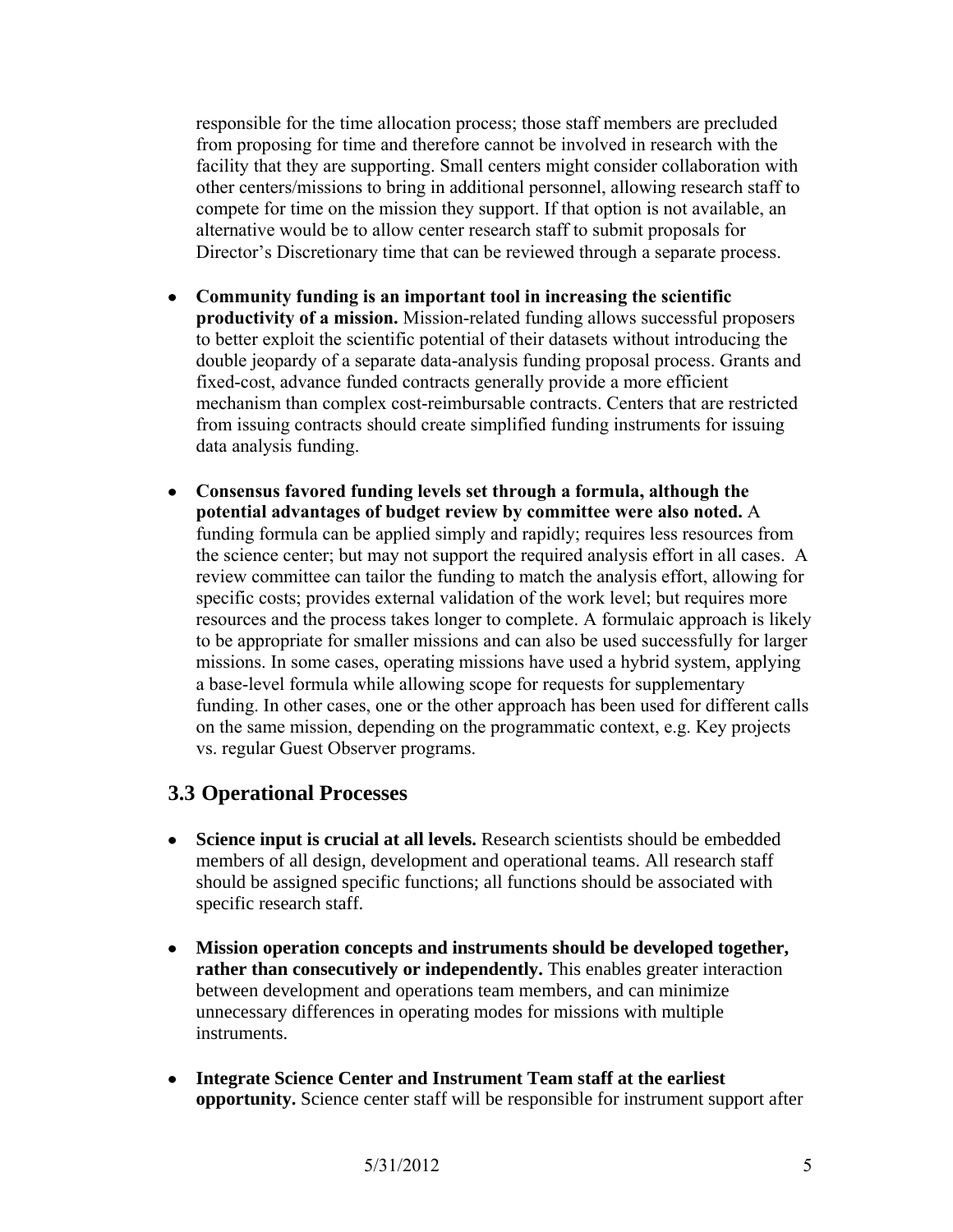responsible for the time allocation process; those staff members are precluded from proposing for time and therefore cannot be involved in research with the facility that they are supporting. Small centers might consider collaboration with other centers/missions to bring in additional personnel, allowing research staff to compete for time on the mission they support. If that option is not available, an alternative would be to allow center research staff to submit proposals for Director's Discretionary time that can be reviewed through a separate process.

- **Community funding is an important tool in increasing the scientific productivity of a mission.** Mission-related funding allows successful proposers to better exploit the scientific potential of their datasets without introducing the double jeopardy of a separate data-analysis funding proposal process. Grants and fixed-cost, advance funded contracts generally provide a more efficient mechanism than complex cost-reimbursable contracts. Centers that are restricted from issuing contracts should create simplified funding instruments for issuing data analysis funding.

- **Consensus favored funding levels set through a formula, although the potential advantages of budget review by committee were also noted.** A funding formula can be applied simply and rapidly; requires less resources from the science center; but may not support the required analysis effort in all cases. A review committee can tailor the funding to match the analysis effort, allowing for specific costs; provides external validation of the work level; but requires more resources and the process takes longer to complete. A formulaic approach is likely to be appropriate for smaller missions and can also be used successfully for larger missions. In some cases, operating missions have used a hybrid system, applying a base-level formula while allowing scope for requests for supplementary funding. In other cases, one or the other approach has been used for different calls on the same mission, depending on the programmatic context, e.g. Key projects vs. regular Guest Observer programs.

## 3.3 Operational Processes

- **Science input is crucial at all levels.** Research scientists should be embedded members of all design, development and operational teams. All research staff should be assigned specific functions; all functions should be associated with specific research staff.

- **Mission operation concepts and instruments should be developed together, rather than consecutively or independently.** This enables greater interaction between development and operations team members, and can minimize unnecessary differences in operating modes for missions with multiple instruments.

- **Integrate Science Center and Instrument Team staff at the earliest opportunity.** Science center staff will be responsible for instrument support after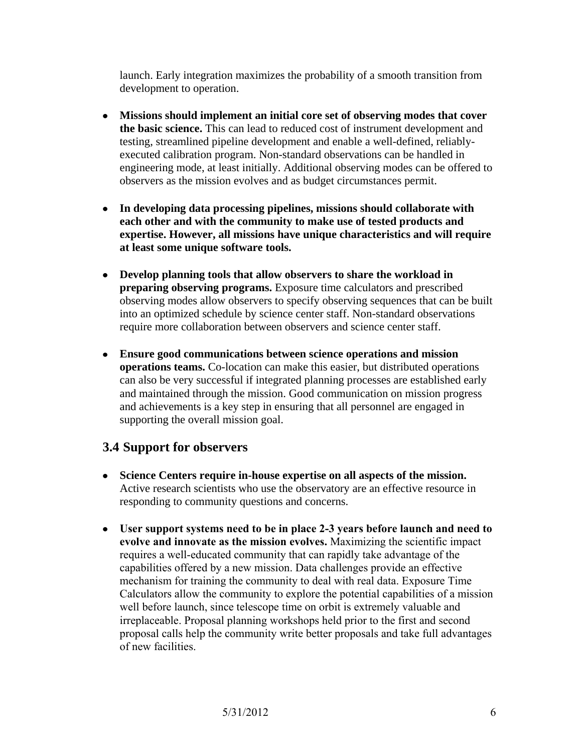launch. Early integration maximizes the probability of a smooth transition from development to operation.

- **Missions should implement an initial core set of observing modes that cover the basic science.** This can lead to reduced cost of instrument development and testing, streamlined pipeline development and enable a well-defined, reliably-executed calibration program. Non-standard observations can be handled in engineering mode, at least initially. Additional observing modes can be offered to observers as the mission evolves and as budget circumstances permit.

- **In developing data processing pipelines, missions should collaborate with each other and with the community to make use of tested products and expertise. However, all missions have unique characteristics and will require at least some unique software tools.**

- **Develop planning tools that allow observers to share the workload in preparing observing programs.** Exposure time calculators and prescribed observing modes allow observers to specify observing sequences that can be built into an optimized schedule by science center staff. Non-standard observations require more collaboration between observers and science center staff.

- **Ensure good communications between science operations and mission operations teams.** Co-location can make this easier, but distributed operations can also be very successful if integrated planning processes are established early and maintained through the mission. Good communication on mission progress and achievements is a key step in ensuring that all personnel are engaged in supporting the overall mission goal.

## 3.4 Support for observers

- **Science Centers require in-house expertise on all aspects of the mission.** Active research scientists who use the observatory are an effective resource in responding to community questions and concerns.

- **User support systems need to be in place 2-3 years before launch and need to evolve and innovate as the mission evolves.** Maximizing the scientific impact requires a well-educated community that can rapidly take advantage of the capabilities offered by a new mission. Data challenges provide an effective mechanism for training the community to deal with real data. Exposure Time Calculators allow the community to explore the potential capabilities of a mission well before launch, since telescope time on orbit is extremely valuable and irreplaceable. Proposal planning workshops held prior to the first and second proposal calls help the community write better proposals and take full advantages of new facilities.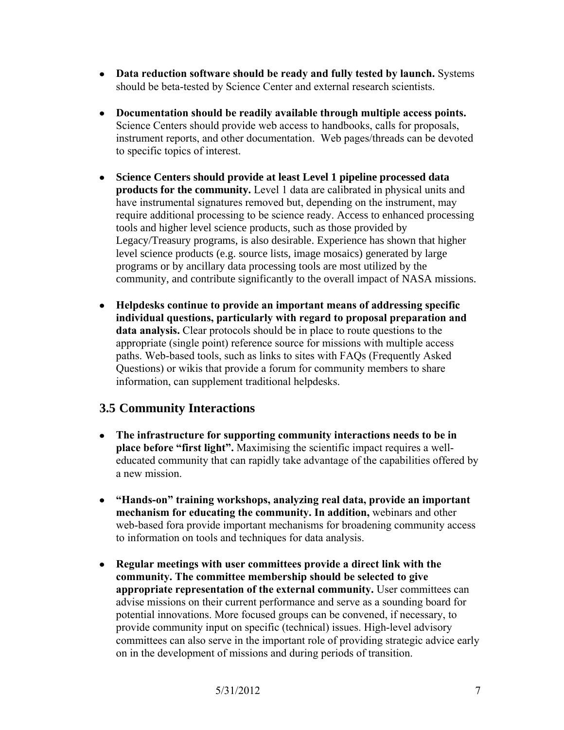- **Data reduction software should be ready and fully tested by launch.** Systems should be beta-tested by Science Center and external research scientists.

- **Documentation should be readily available through multiple access points.** Science Centers should provide web access to handbooks, calls for proposals, instrument reports, and other documentation. Web pages/threads can be devoted to specific topics of interest.

- **Science Centers should provide at least Level 1 pipeline processed data products for the community.** Level 1 data are calibrated in physical units and have instrumental signatures removed but, depending on the instrument, may require additional processing to be science ready. Access to enhanced processing tools and higher level science products, such as those provided by Legacy/Treasury programs, is also desirable. Experience has shown that higher level science products (e.g. source lists, image mosaics) generated by large programs or by ancillary data processing tools are most utilized by the community, and contribute significantly to the overall impact of NASA missions.

- **Helpdesks continue to provide an important means of addressing specific individual questions, particularly with regard to proposal preparation and data analysis.** Clear protocols should be in place to route questions to the appropriate (single point) reference source for missions with multiple access paths. Web-based tools, such as links to sites with FAQs (Frequently Asked Questions) or wikis that provide a forum for community members to share information, can supplement traditional helpdesks.

## 3.5 Community Interactions

- **The infrastructure for supporting community interactions needs to be in place before "first light".** Maximising the scientific impact requires a well-educated community that can rapidly take advantage of the capabilities offered by a new mission.

- **"Hands-on" training workshops, analyzing real data, provide an important mechanism for educating the community. In addition,** webinars and other web-based fora provide important mechanisms for broadening community access to information on tools and techniques for data analysis.

- **Regular meetings with user committees provide a direct link with the community. The committee membership should be selected to give appropriate representation of the external community.** User committees can advise missions on their current performance and serve as a sounding board for potential innovations. More focused groups can be convened, if necessary, to provide community input on specific (technical) issues. High-level advisory committees can also serve in the important role of providing strategic advice early on in the development of missions and during periods of transition.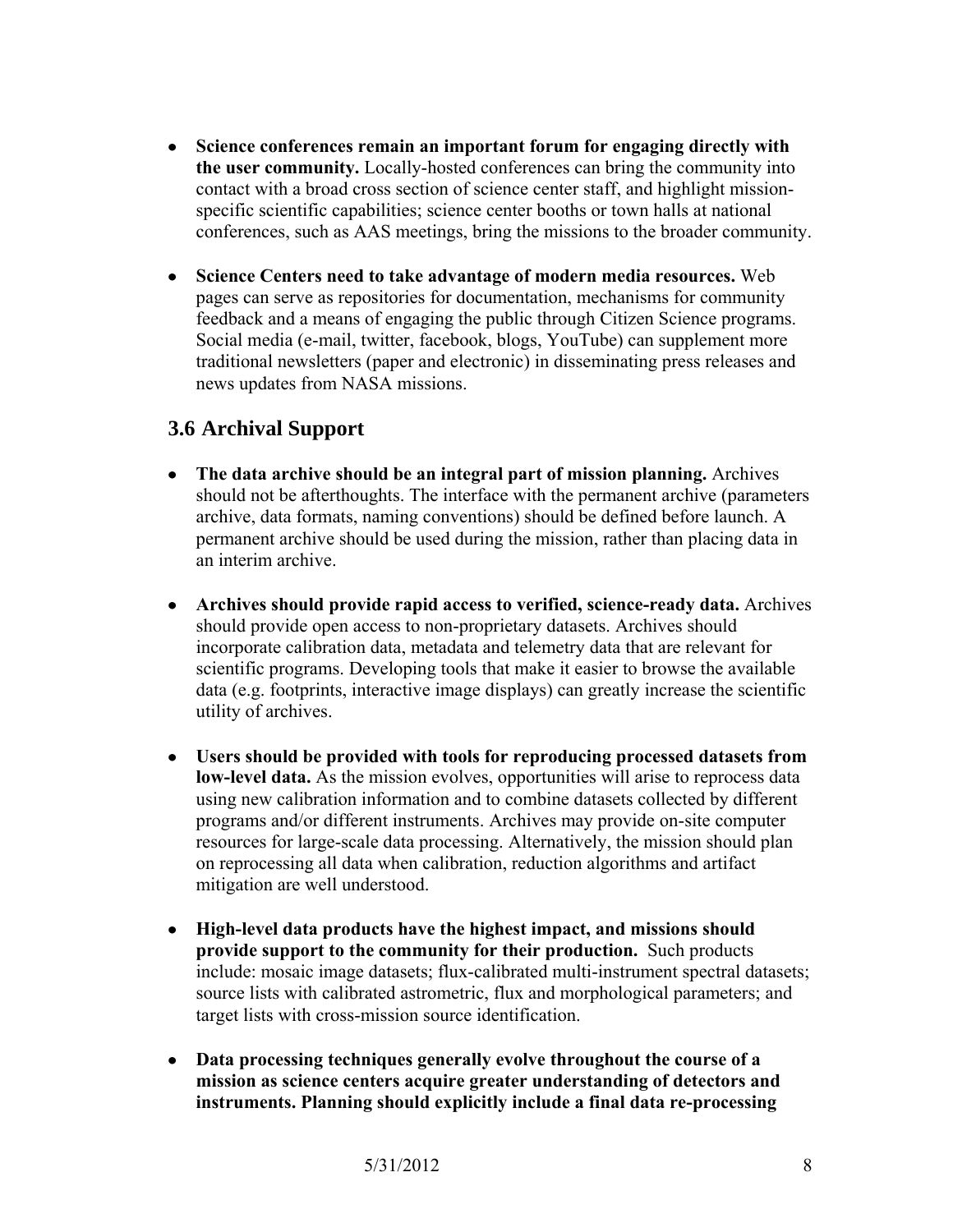- **Science conferences remain an important forum for engaging directly with the user community.** Locally-hosted conferences can bring the community into contact with a broad cross section of science center staff, and highlight mission-specific scientific capabilities; science center booths or town halls at national conferences, such as AAS meetings, bring the missions to the broader community.

- **Science Centers need to take advantage of modern media resources.** Web pages can serve as repositories for documentation, mechanisms for community feedback and a means of engaging the public through Citizen Science programs. Social media (e-mail, twitter, facebook, blogs, YouTube) can supplement more traditional newsletters (paper and electronic) in disseminating press releases and news updates from NASA missions.

## 3.6 Archival Support

- **The data archive should be an integral part of mission planning.** Archives should not be afterthoughts. The interface with the permanent archive (parameters archive, data formats, naming conventions) should be defined before launch. A permanent archive should be used during the mission, rather than placing data in an interim archive.

- **Archives should provide rapid access to verified, science-ready data.** Archives should provide open access to non-proprietary datasets. Archives should incorporate calibration data, metadata and telemetry data that are relevant for scientific programs. Developing tools that make it easier to browse the available data (e.g. footprints, interactive image displays) can greatly increase the scientific utility of archives.

- **Users should be provided with tools for reproducing processed datasets from low-level data.** As the mission evolves, opportunities will arise to reprocess data using new calibration information and to combine datasets collected by different programs and/or different instruments. Archives may provide on-site computer resources for large-scale data processing. Alternatively, the mission should plan on reprocessing all data when calibration, reduction algorithms and artifact mitigation are well understood.

- **High-level data products have the highest impact, and missions should provide support to the community for their production.** Such products include: mosaic image datasets; flux-calibrated multi-instrument spectral datasets; source lists with calibrated astrometric, flux and morphological parameters; and target lists with cross-mission source identification.

- **Data processing techniques generally evolve throughout the course of a mission as science centers acquire greater understanding of detectors and instruments. Planning should explicitly include a final data re-processing**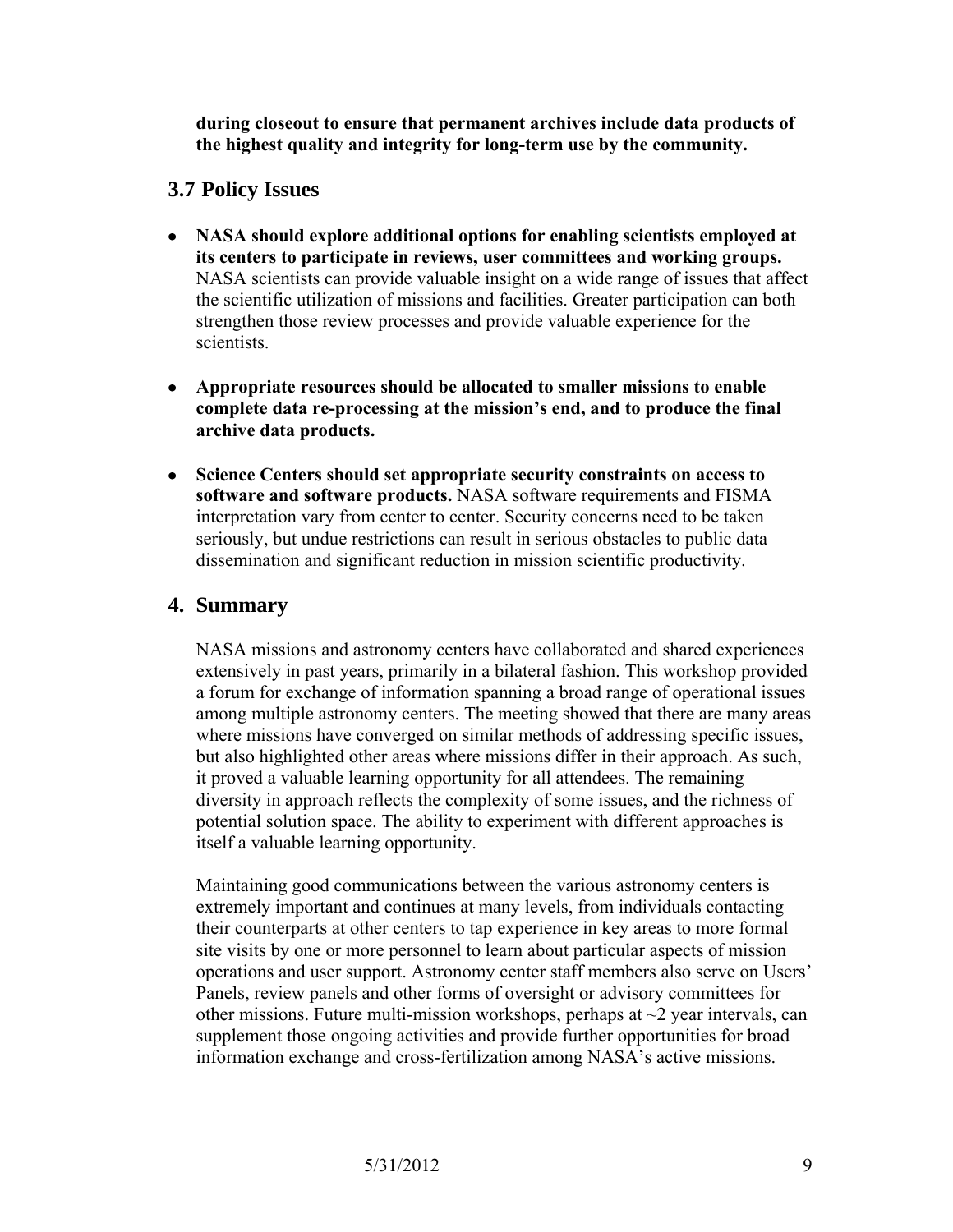**during closeout to ensure that permanent archives include data products of the highest quality and integrity for long-term use by the community.**

## 3.7 Policy Issues

- **NASA should explore additional options for enabling scientists employed at its centers to participate in reviews, user committees and working groups.** NASA scientists can provide valuable insight on a wide range of issues that affect the scientific utilization of missions and facilities. Greater participation can both strengthen those review processes and provide valuable experience for the scientists.

- **Appropriate resources should be allocated to smaller missions to enable complete data re-processing at the mission's end, and to produce the final archive data products.**

- **Science Centers should set appropriate security constraints on access to software and software products.** NASA software requirements and FISMA interpretation vary from center to center. Security concerns need to be taken seriously, but undue restrictions can result in serious obstacles to public data dissemination and significant reduction in mission scientific productivity.

# 4. Summary

NASA missions and astronomy centers have collaborated and shared experiences extensively in past years, primarily in a bilateral fashion. This workshop provided a forum for exchange of information spanning a broad range of operational issues among multiple astronomy centers. The meeting showed that there are many areas where missions have converged on similar methods of addressing specific issues, but also highlighted other areas where missions differ in their approach. As such, it proved a valuable learning opportunity for all attendees. The remaining diversity in approach reflects the complexity of some issues, and the richness of potential solution space. The ability to experiment with different approaches is itself a valuable learning opportunity.

Maintaining good communications between the various astronomy centers is extremely important and continues at many levels, from individuals contacting their counterparts at other centers to tap experience in key areas to more formal site visits by one or more personnel to learn about particular aspects of mission operations and user support. Astronomy center staff members also serve on Users' Panels, review panels and other forms of oversight or advisory committees for other missions. Future multi-mission workshops, perhaps at ~2 year intervals, can supplement those ongoing activities and provide further opportunities for broad information exchange and cross-fertilization among NASA's active missions.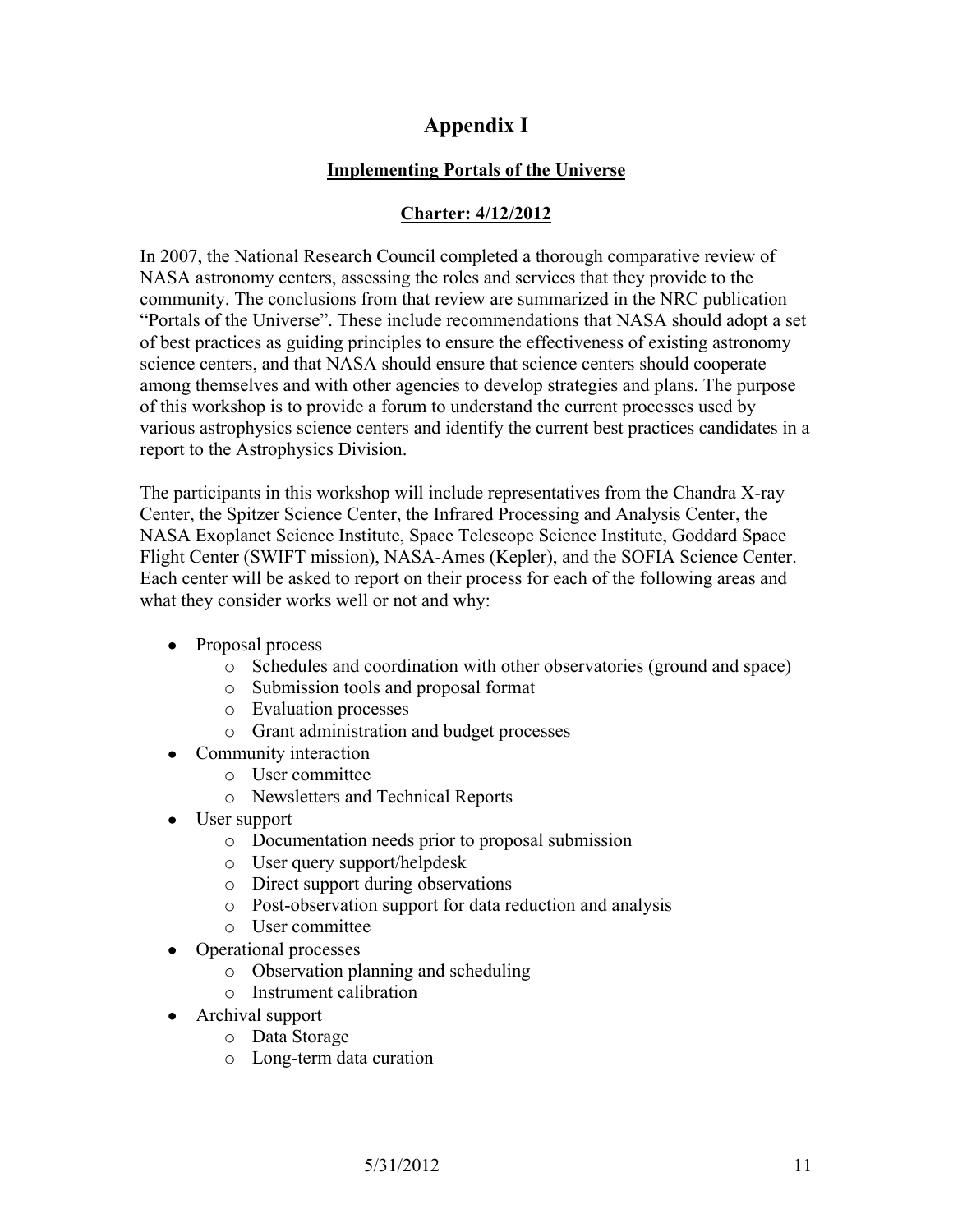# Appendix I

## Implementing Portals of the Universe

## Charter: 4/12/2012

In 2007, the National Research Council completed a thorough comparative review of NASA astronomy centers, assessing the roles and services that they provide to the community. The conclusions from that review are summarized in the NRC publication "Portals of the Universe". These include recommendations that NASA should adopt a set of best practices as guiding principles to ensure the effectiveness of existing astronomy science centers, and that NASA should ensure that science centers should cooperate among themselves and with other agencies to develop strategies and plans. The purpose of this workshop is to provide a forum to understand the current processes used by various astrophysics science centers and identify the current best practices candidates in a report to the Astrophysics Division.

The participants in this workshop will include representatives from the Chandra X-ray Center, the Spitzer Science Center, the Infrared Processing and Analysis Center, the NASA Exoplanet Science Institute, Space Telescope Science Institute, Goddard Space Flight Center (SWIFT mission), NASA-Ames (Kepler), and the SOFIA Science Center. Each center will be asked to report on their process for each of the following areas and what they consider works well or not and why:

- Proposal process
  - Schedules and coordination with other observatories (ground and space)
  - Submission tools and proposal format
  - Evaluation processes
  - Grant administration and budget processes
- Community interaction
  - User committee
  - Newsletters and Technical Reports
- User support
  - Documentation needs prior to proposal submission
  - User query support/helpdesk
  - Direct support during observations
  - Post-observation support for data reduction and analysis
  - User committee
- Operational processes
  - Observation planning and scheduling
  - Instrument calibration
- Archival support
  - Data Storage
  - Long-term data curation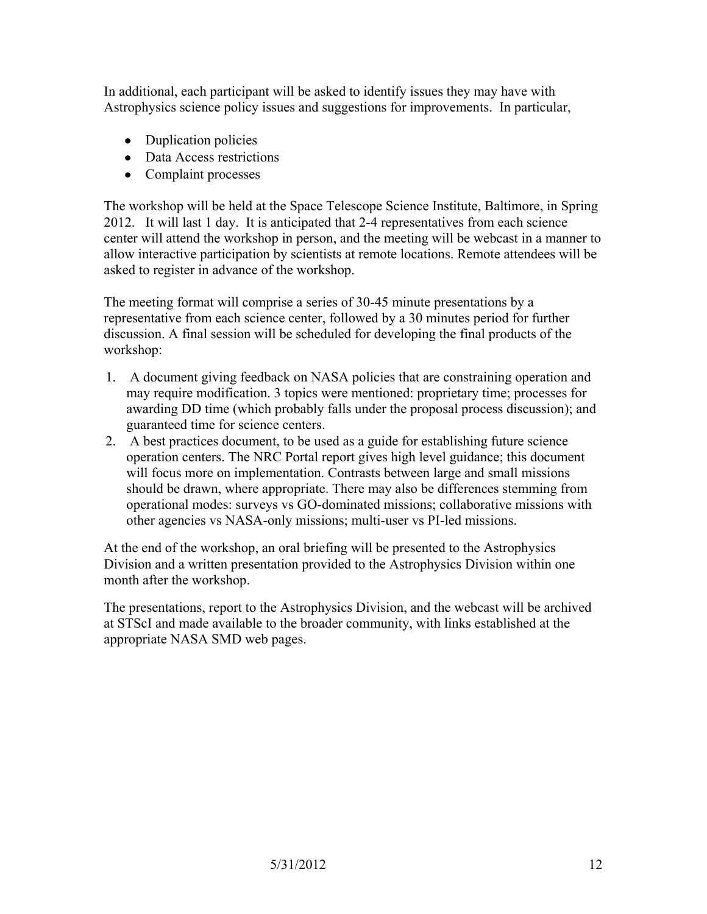In additional, each participant will be asked to identify issues they may have with Astrophysics science policy issues and suggestions for improvements. In particular,

- Duplication policies
- Data Access restrictions
- Complaint processes

The workshop will be held at the Space Telescope Science Institute, Baltimore, in Spring 2012. It will last 1 day. It is anticipated that 2-4 representatives from each science center will attend the workshop in person, and the meeting will be webcast in a manner to allow interactive participation by scientists at remote locations. Remote attendees will be asked to register in advance of the workshop.

The meeting format will comprise a series of 30-45 minute presentations by a representative from each science center, followed by a 30 minutes period for further discussion. A final session will be scheduled for developing the final products of the workshop:

1. A document giving feedback on NASA policies that are constraining operation and may require modification. 3 topics were mentioned: proprietary time; processes for awarding DD time (which probably falls under the proposal process discussion); and guaranteed time for science centers.
2. A best practices document, to be used as a guide for establishing future science operation centers. The NRC Portal report gives high level guidance; this document will focus more on implementation. Contrasts between large and small missions should be drawn, where appropriate. There may also be differences stemming from operational modes: surveys vs GO-dominated missions; collaborative missions with other agencies vs NASA-only missions; multi-user vs PI-led missions.

At the end of the workshop, an oral briefing will be presented to the Astrophysics Division and a written presentation provided to the Astrophysics Division within one month after the workshop.

The presentations, report to the Astrophysics Division, and the webcast will be archived at STScI and made available to the broader community, with links established at the appropriate NASA SMD web pages.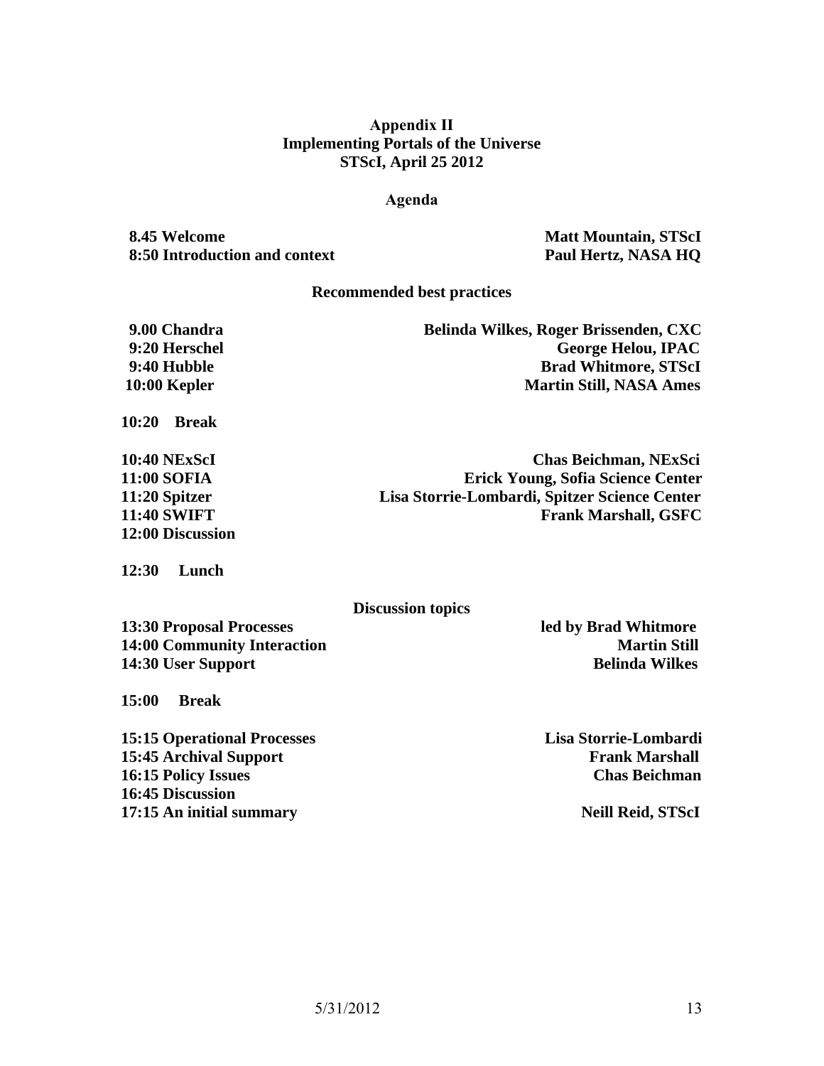# Appendix II
## Implementing Portals of the Universe
### STScI, April 25 2012

#### Agenda

| | |
|---|---|
| **8.45 Welcome** | **Matt Mountain, STScI** |
| **8:50 Introduction and context** | **Paul Hertz, NASA HQ** |

#### Recommended best practices

| | |
|---|---|
| **9.00 Chandra** | **Belinda Wilkes, Roger Brissenden, CXC** |
| **9:20 Herschel** | **George Helou, IPAC** |
| **9:40 Hubble** | **Brad Whitmore, STScI** |
| **10:00 Kepler** | **Martin Still, NASA Ames** |
| **10:20 Break** | |
| **10:40 NExScI** | **Chas Beichman, NExSci** |
| **11:00 SOFIA** | **Erick Young, Sofia Science Center** |
| **11:20 Spitzer** | **Lisa Storrie-Lombardi, Spitzer Science Center** |
| **11:40 SWIFT** | **Frank Marshall, GSFC** |
| **12:00 Discussion** | |
| **12:30 Lunch** | |

#### Discussion topics

| | |
|---|---|
| **13:30 Proposal Processes** | **led by Brad Whitmore** |
| **14:00 Community Interaction** | **Martin Still** |
| **14:30 User Support** | **Belinda Wilkes** |
| **15:00 Break** | |
| **15:15 Operational Processes** | **Lisa Storrie-Lombardi** |
| **15:45 Archival Support** | **Frank Marshall** |
| **16:15 Policy Issues** | **Chas Beichman** |
| **16:45 Discussion** | |
| **17:15 An initial summary** | **Neill Reid, STScI** |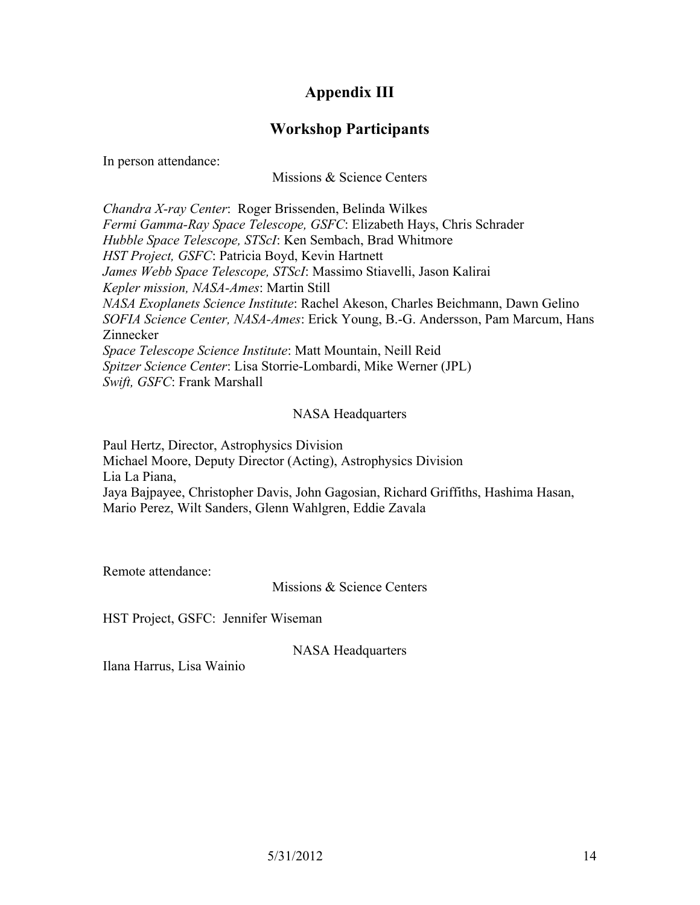# Appendix III

## Workshop Participants

In person attendance:

Missions & Science Centers

*Chandra X-ray Center*: Roger Brissenden, Belinda Wilkes
*Fermi Gamma-Ray Space Telescope, GSFC*: Elizabeth Hays, Chris Schrader
*Hubble Space Telescope, STScI*: Ken Sembach, Brad Whitmore
*HST Project, GSFC*: Patricia Boyd, Kevin Hartnett
*James Webb Space Telescope, STScI*: Massimo Stiavelli, Jason Kalirai
*Kepler mission, NASA-Ames*: Martin Still
*NASA Exoplanets Science Institute*: Rachel Akeson, Charles Beichmann, Dawn Gelino
*SOFIA Science Center, NASA-Ames*: Erick Young, B.-G. Andersson, Pam Marcum, Hans Zinnecker
*Space Telescope Science Institute*: Matt Mountain, Neill Reid
*Spitzer Science Center*: Lisa Storrie-Lombardi, Mike Werner (JPL)
*Swift, GSFC*: Frank Marshall

NASA Headquarters

Paul Hertz, Director, Astrophysics Division
Michael Moore, Deputy Director (Acting), Astrophysics Division
Lia La Piana,
Jaya Bajpayee, Christopher Davis, John Gagosian, Richard Griffiths, Hashima Hasan, Mario Perez, Wilt Sanders, Glenn Wahlgren, Eddie Zavala

Remote attendance:

Missions & Science Centers

HST Project, GSFC: Jennifer Wiseman

NASA Headquarters

Ilana Harrus, Lisa Wainio

5/31/2012